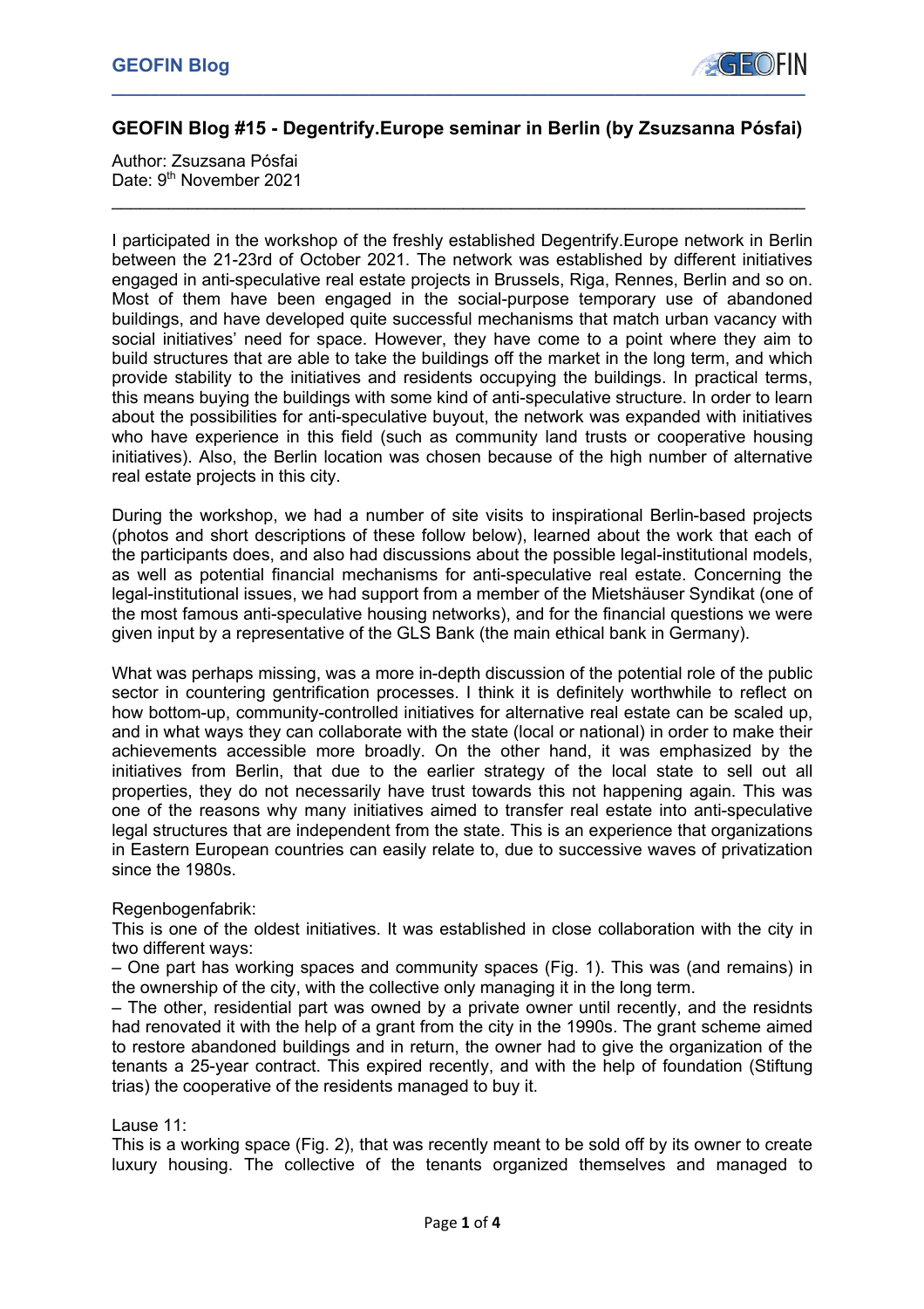# GEOFIN Blog #15 - Degentrify.Europe seminar in Berlin (by Zsuzsanna Pósfai)

Author: Zsuzsanna Pósfai
Date: 9th November 2021

---

I participated in the workshop of the freshly established Degentrify.Europe network in Berlin between the 21-23rd of October 2021. The network was established by different initiatives engaged in anti-speculative real estate projects in Brussels, Riga, Rennes, Berlin and so on. Most of them have been engaged in the social-purpose temporary use of abandoned buildings, and have developed quite successful mechanisms that match urban vacancy with social initiatives' need for space. However, they have come to a point where they aim to build structures that are able to take the buildings off the market in the long term, and which provide stability to the initiatives and residents occupying the buildings. In practical terms, this means buying the buildings with some kind of anti-speculative structure. In order to learn about the possibilities for anti-speculative buyout, the network was expanded with initiatives who have experience in this field (such as community land trusts or cooperative housing initiatives). Also, the Berlin location was chosen because of the high number of alternative real estate projects in this city.

During the workshop, we had a number of site visits to inspirational Berlin-based projects (photos and short descriptions of these follow below), learned about the work that each of the participants does, and also had discussions about the possible legal-institutional models, as well as potential financial mechanisms for anti-speculative real estate. Concerning the legal-institutional issues, we had support from a member of the Mietshäuser Syndikat (one of the most famous anti-speculative housing networks), and for the financial questions we were given input by a representative of the GLS Bank (the main ethical bank in Germany).

What was perhaps missing, was a more in-depth discussion of the potential role of the public sector in countering gentrification processes. I think it is definitely worthwhile to reflect on how bottom-up, community-controlled initiatives for alternative real estate can be scaled up, and in what ways they can collaborate with the state (local or national) in order to make their achievements accessible more broadly. On the other hand, it was emphasized by the initiatives from Berlin, that due to the earlier strategy of the local state to sell out all properties, they do not necessarily have trust towards this not happening again. This was one of the reasons why many initiatives aimed to transfer real estate into anti-speculative legal structures that are independent from the state. This is an experience that organizations in Eastern European countries can easily relate to, due to successive waves of privatization since the 1980s.

Regenbogenfabrik:
This is one of the oldest initiatives. It was established in close collaboration with the city in two different ways:
– One part has working spaces and community spaces (Fig. 1). This was (and remains) in the ownership of the city, with the collective only managing it in the long term.
– The other, residential part was owned by a private owner until recently, and the residnts had renovated it with the help of a grant from the city in the 1990s. The grant scheme aimed to restore abandoned buildings and in return, the owner had to give the organization of the tenants a 25-year contract. This expired recently, and with the help of foundation (Stiftung trias) the cooperative of the residents managed to buy it.

Lause 11:
This is a working space (Fig. 2), that was recently meant to be sold off by its owner to create luxury housing. The collective of the tenants organized themselves and managed to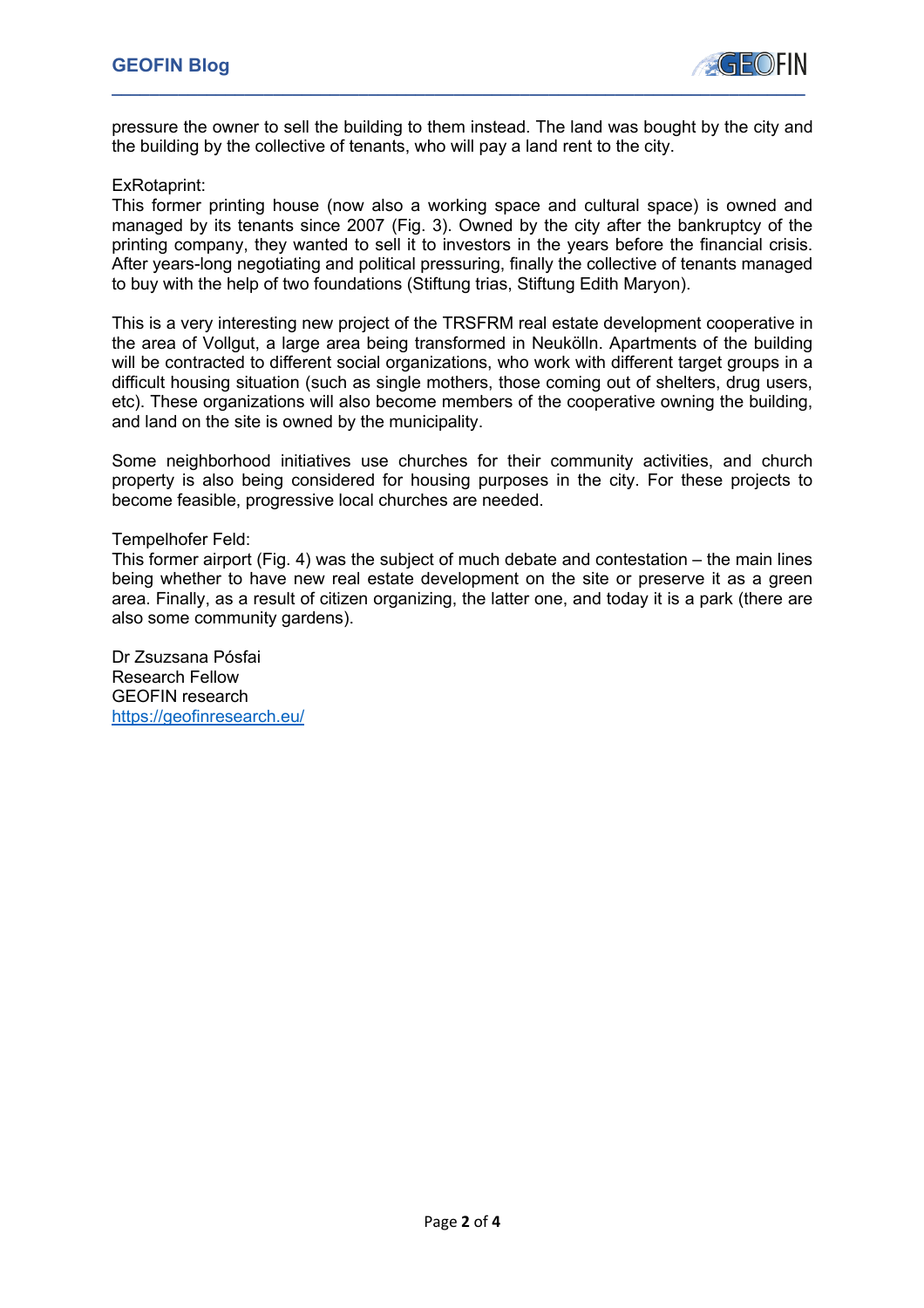pressure the owner to sell the building to them instead. The land was bought by the city and the building by the collective of tenants, who will pay a land rent to the city.

ExRotaprint:
This former printing house (now also a working space and cultural space) is owned and managed by its tenants since 2007 (Fig. 3). Owned by the city after the bankruptcy of the printing company, they wanted to sell it to investors in the years before the financial crisis. After years-long negotiating and political pressuring, finally the collective of tenants managed to buy with the help of two foundations (Stiftung trias, Stiftung Edith Maryon).

This is a very interesting new project of the TRSFRM real estate development cooperative in the area of Vollgut, a large area being transformed in Neukölln. Apartments of the building will be contracted to different social organizations, who work with different target groups in a difficult housing situation (such as single mothers, those coming out of shelters, drug users, etc). These organizations will also become members of the cooperative owning the building, and land on the site is owned by the municipality.

Some neighborhood initiatives use churches for their community activities, and church property is also being considered for housing purposes in the city. For these projects to become feasible, progressive local churches are needed.

Tempelhofer Feld:
This former airport (Fig. 4) was the subject of much debate and contestation – the main lines being whether to have new real estate development on the site or preserve it as a green area. Finally, as a result of citizen organizing, the latter one, and today it is a park (there are also some community gardens).

Dr Zsuzsana Pósfai
Research Fellow
GEOFIN research
https://geofinresearch.eu/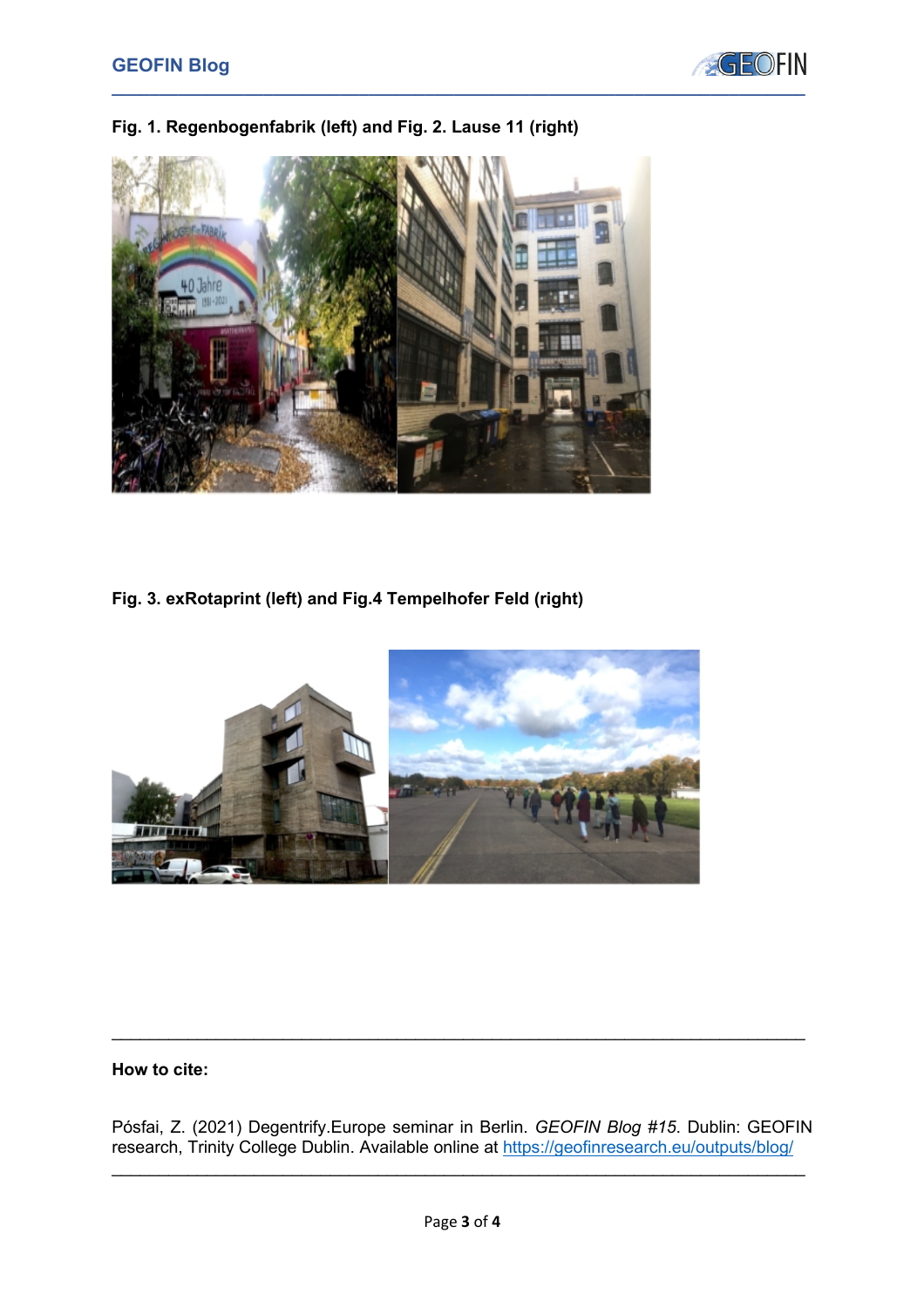**Fig. 1. Regenbogenfabrik (left) and Fig. 2. Lause 11 (right)**

**Fig. 3. exRotaprint (left) and Fig.4 Tempelhofer Feld (right)**

---

**How to cite:**

Pósfai, Z. (2021) Degentrify.Europe seminar in Berlin. *GEOFIN Blog #15*. Dublin: GEOFIN research, Trinity College Dublin. Available online at https://geofinresearch.eu/outputs/blog/

---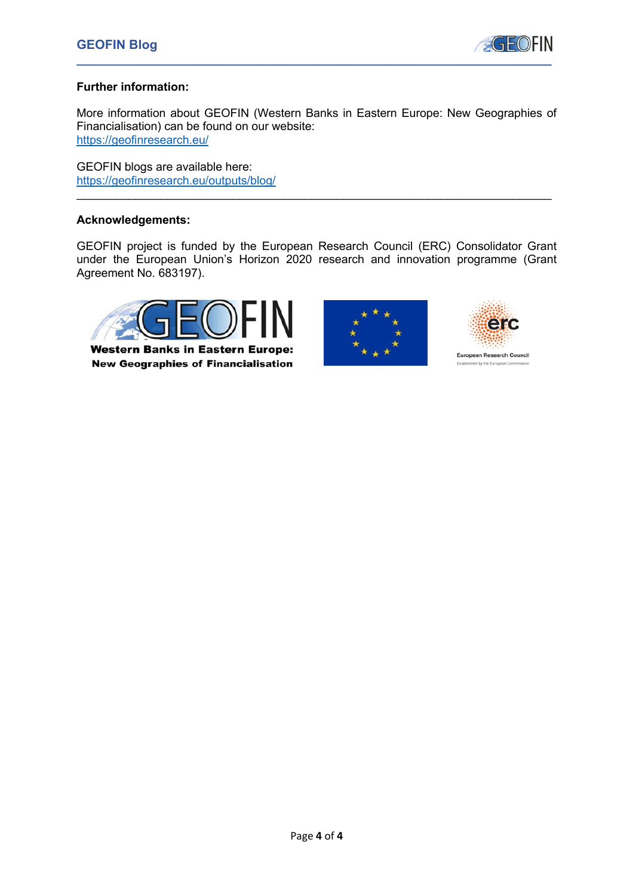**Further information:**

More information about GEOFIN (Western Banks in Eastern Europe: New Geographies of Financialisation) can be found on our website:
https://geofinresearch.eu/

GEOFIN blogs are available here:
https://geofinresearch.eu/outputs/blog/

---

**Acknowledgements:**

GEOFIN project is funded by the European Research Council (ERC) Consolidator Grant under the European Union's Horizon 2020 research and innovation programme (Grant Agreement No. 683197).